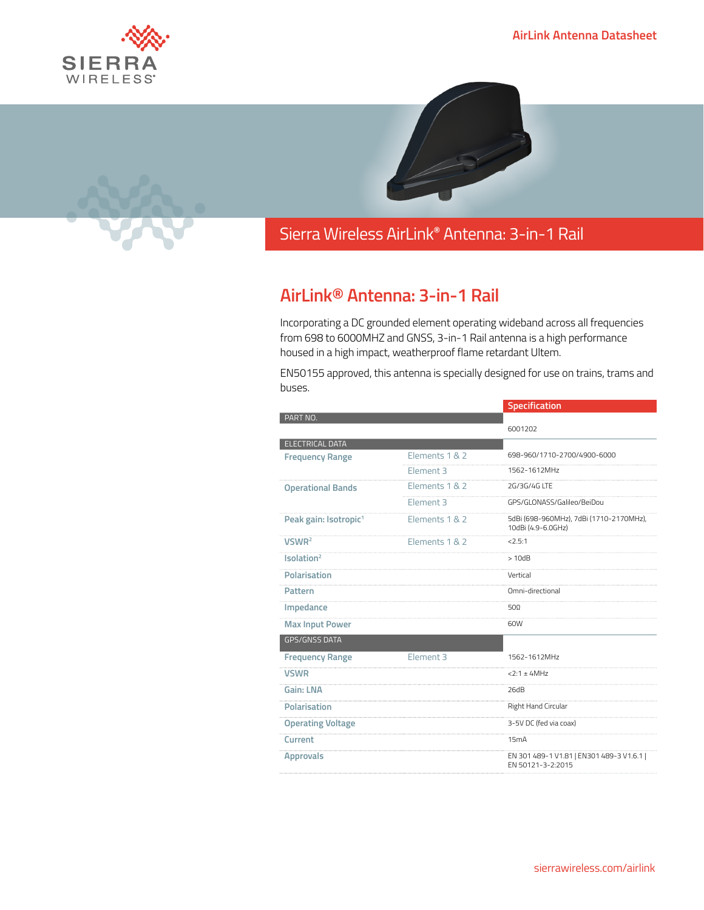# Sierra Wireless AirLink® Antenna: 3-in-1 Rail

## AirLink® Antenna: 3-in-1 Rail

Incorporating a DC grounded element operating wideband across all frequencies from 698 to 6000MHZ and GNSS, 3-in-1 Rail antenna is a high performance housed in a high impact, weatherproof flame retardant Ultem.

EN50155 approved, this antenna is specially designed for use on trains, trams and buses.

| | | Specification |
|---|---|---|
| **PART NO.** | | 6001202 |
| **ELECTRICAL DATA** | | |
| Frequency Range | Elements 1 & 2 | 698-960/1710-2700/4900-6000 |
| | Element 3 | 1562-1612MHz |
| Operational Bands | Elements 1 & 2 | 2G/3G/4G LTE |
| | Element 3 | GPS/GLONASS/Galileo/BeiDou |
| Peak gain: Isotropic[1] | Elements 1 & 2 | 5dBi (698-960MHz), 7dBi (1710-2170MHz), 10dBi (4.9-6.0GHz) |
| VSWR[2] | Elements 1 & 2 | <2.5:1 |
| Isolation[2] | | > 10dB |
| Polarisation | | Vertical |
| Pattern | | Omni-directional |
| Impedance | | 50Ω |
| Max Input Power | | 60W |
| **GPS/GNSS DATA** | | |
| Frequency Range | Element 3 | 1562-1612MHz |
| VSWR | | <2:1 ± 4MHz |
| Gain: LNA | | 26dB |
| Polarisation | | Right Hand Circular |
| Operating Voltage | | 3-5V DC (fed via coax) |
| Current | | 15mA |
| Approvals | | EN 301 489-1 V1.81 \| EN301 489-3 V1.6.1 \| EN 50121-3-2:2015 |

sierrawireless.com/airlink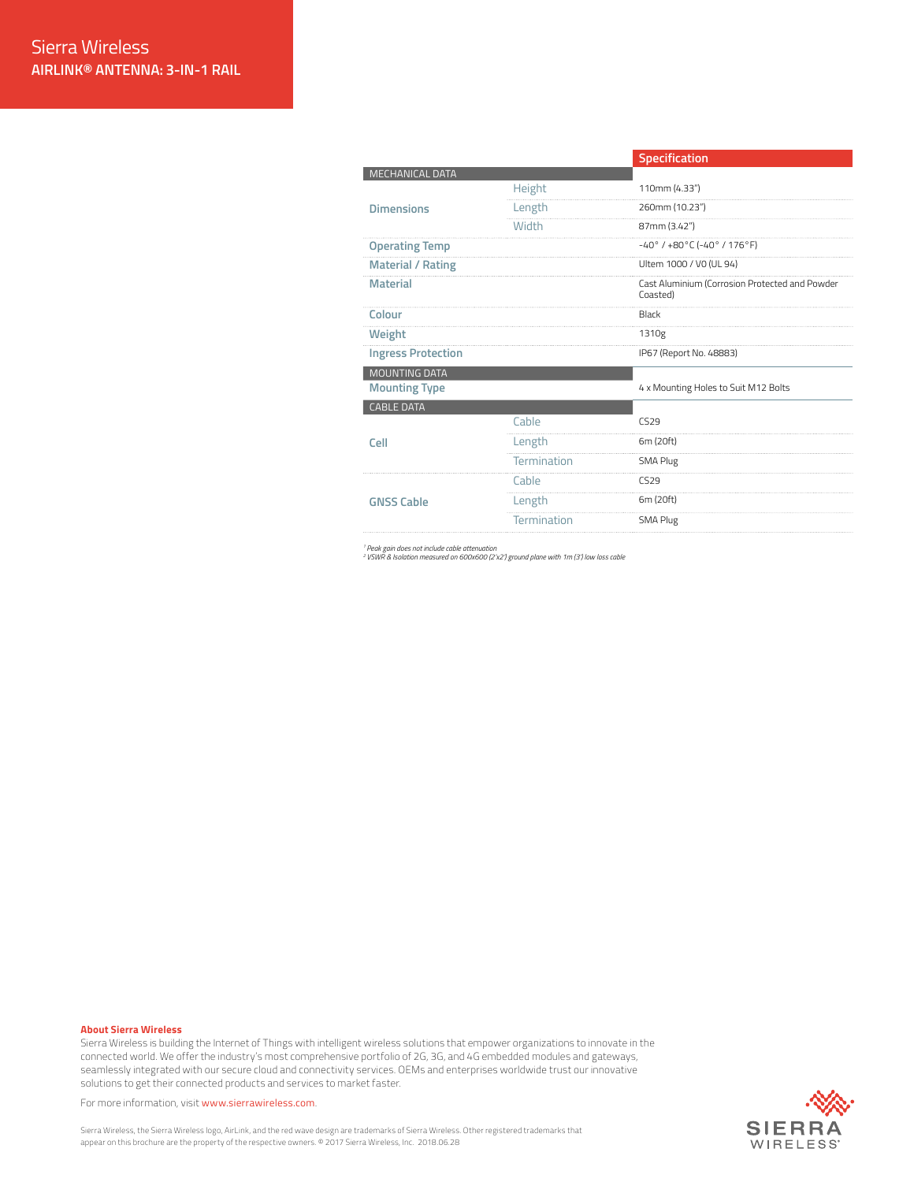# Sierra Wireless
## AIRLINK® ANTENNA: 3-IN-1 RAIL

| | | Specification |
|---|---|---|
| **MECHANICAL DATA** | | |
| Dimensions | Height | 110mm (4.33") |
| | Length | 260mm (10.23") |
| | Width | 87mm (3.42") |
| Operating Temp | | -40° / +80°C (-40° / 176°F) |
| Material / Rating | | Ultem 1000 / V0 (UL 94) |
| Material | | Cast Aluminium (Corrosion Protected and Powder Coasted) |
| Colour | | Black |
| Weight | | 1310g |
| Ingress Protection | | IP67 (Report No. 48883) |
| **MOUNTING DATA** | | |
| Mounting Type | | 4 x Mounting Holes to Suit M12 Bolts |
| **CABLE DATA** | | |
| Cell | Cable | CS29 |
| | Length | 6m (20ft) |
| | Termination | SMA Plug |
| GNSS Cable | Cable | CS29 |
| | Length | 6m (20ft) |
| | Termination | SMA Plug |

*[1] Peak gain does not include cable attenuation*
*[2] VSWR & Isolation measured on 600x600 (2'x2') ground plane with 1m (3') low loss cable*

**About Sierra Wireless**

Sierra Wireless is building the Internet of Things with intelligent wireless solutions that empower organizations to innovate in the connected world. We offer the industry's most comprehensive portfolio of 2G, 3G, and 4G embedded modules and gateways, seamlessly integrated with our secure cloud and connectivity services. OEMs and enterprises worldwide trust our innovative solutions to get their connected products and services to market faster.

For more information, visit www.sierrawireless.com.

Sierra Wireless, the Sierra Wireless logo, AirLink, and the red wave design are trademarks of Sierra Wireless. Other registered trademarks that appear on this brochure are the property of the respective owners. © 2017 Sierra Wireless, Inc. 2018.06.28

SIERRA WIRELESS